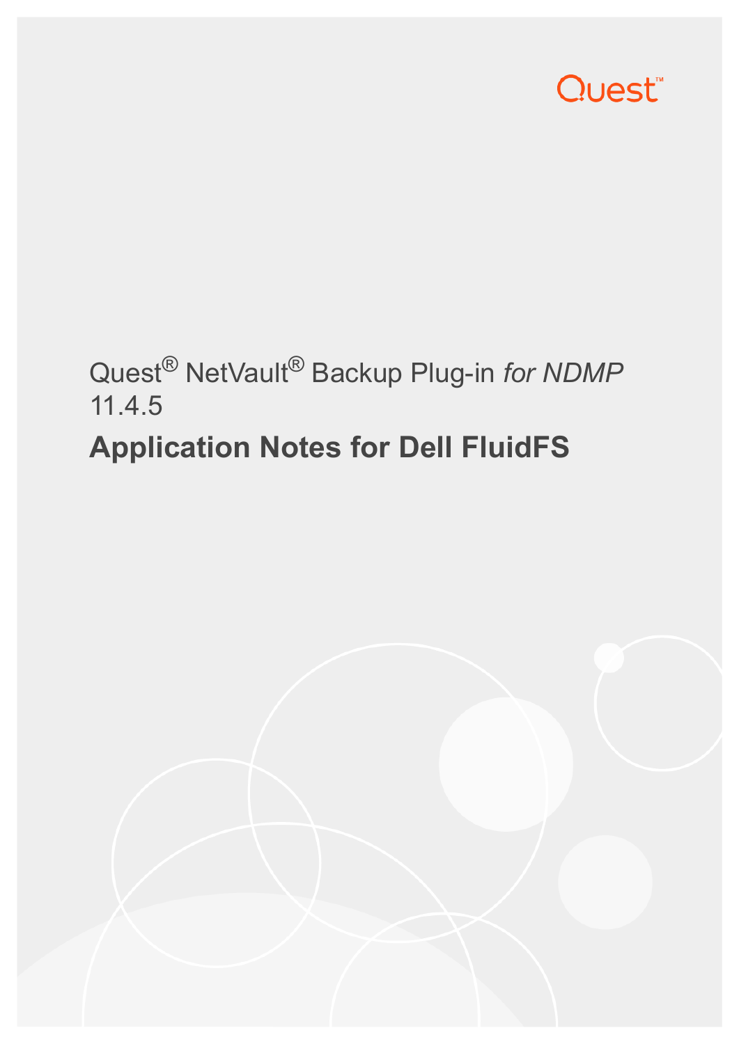Quest

Quest® NetVault® Backup Plug-in *for NDMP* 11.4.5

# Application Notes for Dell FluidFS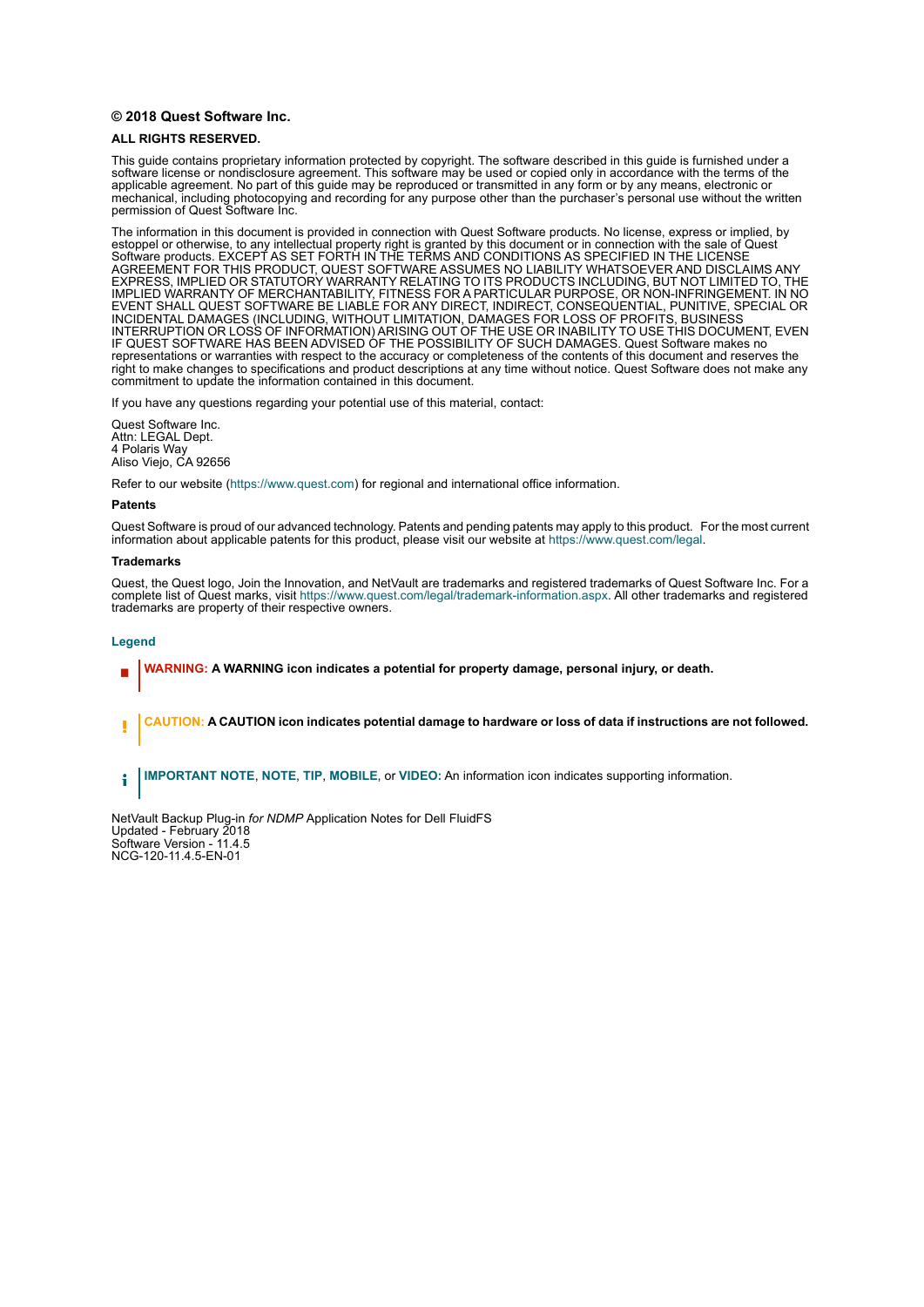**© 2018 Quest Software Inc.**

**ALL RIGHTS RESERVED.**

This guide contains proprietary information protected by copyright. The software described in this guide is furnished under a software license or nondisclosure agreement. This software may be used or copied only in accordance with the terms of the applicable agreement. No part of this guide may be reproduced or transmitted in any form or by any means, electronic or mechanical, including photocopying and recording for any purpose other than the purchaser's personal use without the written permission of Quest Software Inc.

The information in this document is provided in connection with Quest Software products. No license, express or implied, by estoppel or otherwise, to any intellectual property right is granted by this document or in connection with the sale of Quest Software products. EXCEPT AS SET FORTH IN THE TERMS AND CONDITIONS AS SPECIFIED IN THE LICENSE AGREEMENT FOR THIS PRODUCT, QUEST SOFTWARE ASSUMES NO LIABILITY WHATSOEVER AND DISCLAIMS ANY EXPRESS, IMPLIED OR STATUTORY WARRANTY RELATING TO ITS PRODUCTS INCLUDING, BUT NOT LIMITED TO, THE IMPLIED WARRANTY OF MERCHANTABILITY, FITNESS FOR A PARTICULAR PURPOSE, OR NON-INFRINGEMENT. IN NO EVENT SHALL QUEST SOFTWARE BE LIABLE FOR ANY DIRECT, INDIRECT, CONSEQUENTIAL, PUNITIVE, SPECIAL OR INCIDENTAL DAMAGES (INCLUDING, WITHOUT LIMITATION, DAMAGES FOR LOSS OF PROFITS, BUSINESS INTERRUPTION OR LOSS OF INFORMATION) ARISING OUT OF THE USE OR INABILITY TO USE THIS DOCUMENT, EVEN IF QUEST SOFTWARE HAS BEEN ADVISED OF THE POSSIBILITY OF SUCH DAMAGES. Quest Software makes no representations or warranties with respect to the accuracy or completeness of the contents of this document and reserves the right to make changes to specifications and product descriptions at any time without notice. Quest Software does not make any commitment to update the information contained in this document.

If you have any questions regarding your potential use of this material, contact:

Quest Software Inc.
Attn: LEGAL Dept.
4 Polaris Way
Aliso Viejo, CA 92656

Refer to our website (https://www.quest.com) for regional and international office information.

**Patents**

Quest Software is proud of our advanced technology. Patents and pending patents may apply to this product. For the most current information about applicable patents for this product, please visit our website at https://www.quest.com/legal.

**Trademarks**

Quest, the Quest logo, Join the Innovation, and NetVault are trademarks and registered trademarks of Quest Software Inc. For a complete list of Quest marks, visit https://www.quest.com/legal/trademark-information.aspx. All other trademarks and registered trademarks are property of their respective owners.

**Legend**

**WARNING: A WARNING icon indicates a potential for property damage, personal injury, or death.**

**CAUTION: A CAUTION icon indicates potential damage to hardware or loss of data if instructions are not followed.**

**IMPORTANT NOTE**, **NOTE**, **TIP**, **MOBILE**, or **VIDEO:** An information icon indicates supporting information.

NetVault Backup Plug-in *for NDMP* Application Notes for Dell FluidFS
Updated - February 2018
Software Version - 11.4.5
NCG-120-11.4.5-EN-01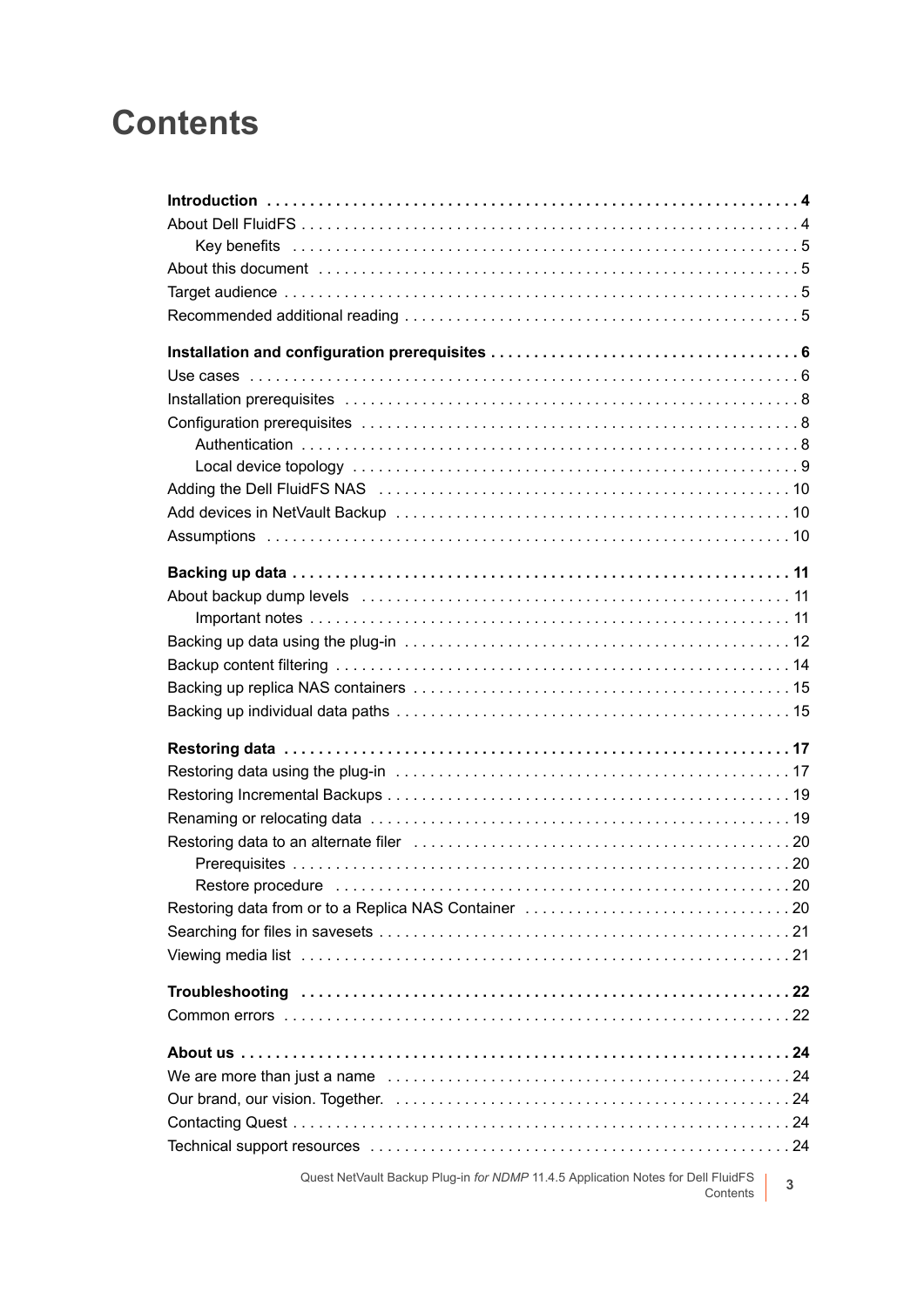# Contents

**Introduction . . . . . . . . . . 4**

About Dell FluidFS . . . . . . . . . . 4

Key benefits . . . . . . . . . . 5

About this document . . . . . . . . . . 5

Target audience . . . . . . . . . . 5

Recommended additional reading . . . . . . . . . . 5

**Installation and configuration prerequisites . . . . . . . . . . 6**

Use cases . . . . . . . . . . 6

Installation prerequisites . . . . . . . . . . 8

Configuration prerequisites . . . . . . . . . . 8

Authentication . . . . . . . . . . 8

Local device topology . . . . . . . . . . 9

Adding the Dell FluidFS NAS . . . . . . . . . . 10

Add devices in NetVault Backup . . . . . . . . . . 10

Assumptions . . . . . . . . . . 10

**Backing up data . . . . . . . . . . 11**

About backup dump levels . . . . . . . . . . 11

Important notes . . . . . . . . . . 11

Backing up data using the plug-in . . . . . . . . . . 12

Backup content filtering . . . . . . . . . . 14

Backing up replica NAS containers . . . . . . . . . . 15

Backing up individual data paths . . . . . . . . . . 15

**Restoring data . . . . . . . . . . 17**

Restoring data using the plug-in . . . . . . . . . . 17

Restoring Incremental Backups . . . . . . . . . . 19

Renaming or relocating data . . . . . . . . . . 19

Restoring data to an alternate filer . . . . . . . . . . 20

Prerequisites . . . . . . . . . . 20

Restore procedure . . . . . . . . . . 20

Restoring data from or to a Replica NAS Container . . . . . . . . . . 20

Searching for files in savesets . . . . . . . . . . 21

Viewing media list . . . . . . . . . . 21

**Troubleshooting . . . . . . . . . . 22**

Common errors . . . . . . . . . . 22

**About us . . . . . . . . . . 24**

We are more than just a name . . . . . . . . . . 24

Our brand, our vision. Together. . . . . . . . . . . 24

Contacting Quest . . . . . . . . . . 24

Technical support resources . . . . . . . . . . 24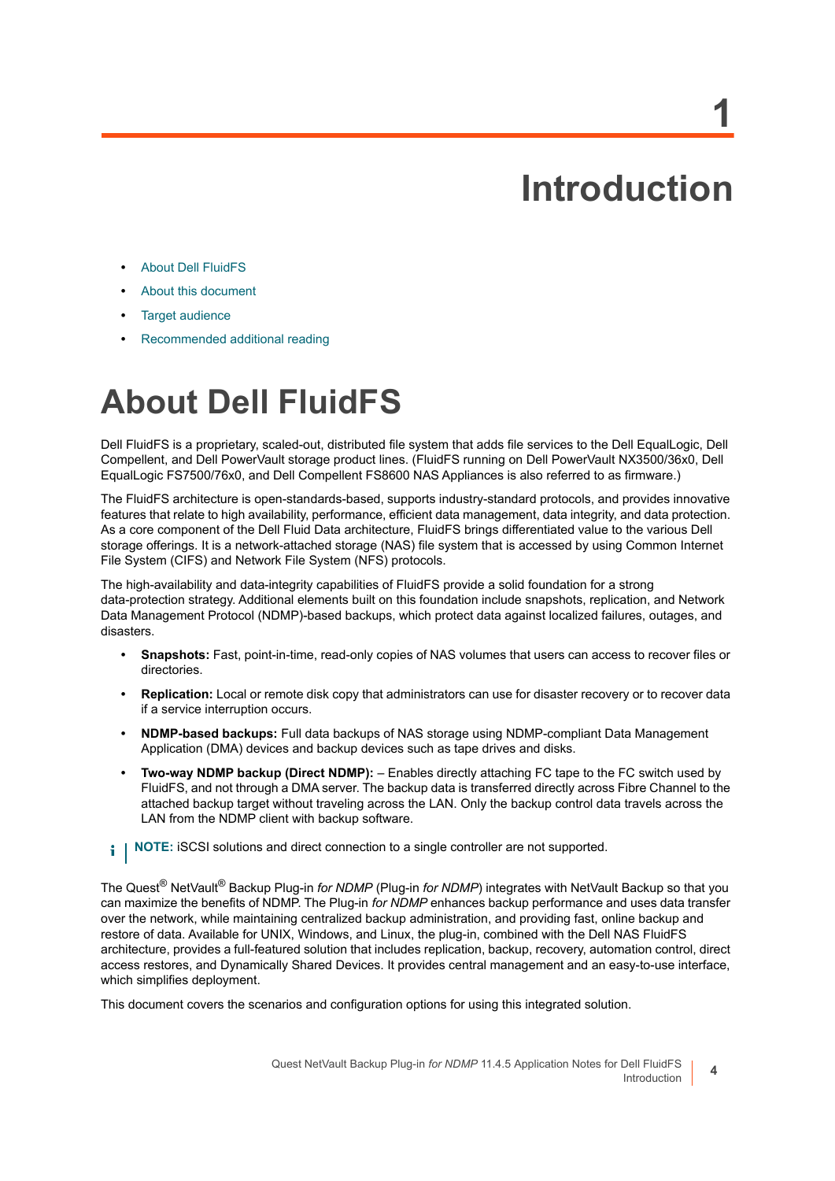# 1 Introduction

- About Dell FluidFS
- About this document
- Target audience
- Recommended additional reading

## About Dell FluidFS

Dell FluidFS is a proprietary, scaled-out, distributed file system that adds file services to the Dell EqualLogic, Dell Compellent, and Dell PowerVault storage product lines. (FluidFS running on Dell PowerVault NX3500/36x0, Dell EqualLogic FS7500/76x0, and Dell Compellent FS8600 NAS Appliances is also referred to as firmware.)

The FluidFS architecture is open-standards-based, supports industry-standard protocols, and provides innovative features that relate to high availability, performance, efficient data management, data integrity, and data protection. As a core component of the Dell Fluid Data architecture, FluidFS brings differentiated value to the various Dell storage offerings. It is a network-attached storage (NAS) file system that is accessed by using Common Internet File System (CIFS) and Network File System (NFS) protocols.

The high-availability and data-integrity capabilities of FluidFS provide a solid foundation for a strong data-protection strategy. Additional elements built on this foundation include snapshots, replication, and Network Data Management Protocol (NDMP)-based backups, which protect data against localized failures, outages, and disasters.

- **Snapshots:** Fast, point-in-time, read-only copies of NAS volumes that users can access to recover files or directories.
- **Replication:** Local or remote disk copy that administrators can use for disaster recovery or to recover data if a service interruption occurs.
- **NDMP-based backups:** Full data backups of NAS storage using NDMP-compliant Data Management Application (DMA) devices and backup devices such as tape drives and disks.
- **Two-way NDMP backup (Direct NDMP):** – Enables directly attaching FC tape to the FC switch used by FluidFS, and not through a DMA server. The backup data is transferred directly across Fibre Channel to the attached backup target without traveling across the LAN. Only the backup control data travels across the LAN from the NDMP client with backup software.

**NOTE:** iSCSI solutions and direct connection to a single controller are not supported.

The Quest® NetVault® Backup Plug-in *for NDMP* (Plug-in *for NDMP*) integrates with NetVault Backup so that you can maximize the benefits of NDMP. The Plug-in *for NDMP* enhances backup performance and uses data transfer over the network, while maintaining centralized backup administration, and providing fast, online backup and restore of data. Available for UNIX, Windows, and Linux, the plug-in, combined with the Dell NAS FluidFS architecture, provides a full-featured solution that includes replication, backup, recovery, automation control, direct access restores, and Dynamically Shared Devices. It provides central management and an easy-to-use interface, which simplifies deployment.

This document covers the scenarios and configuration options for using this integrated solution.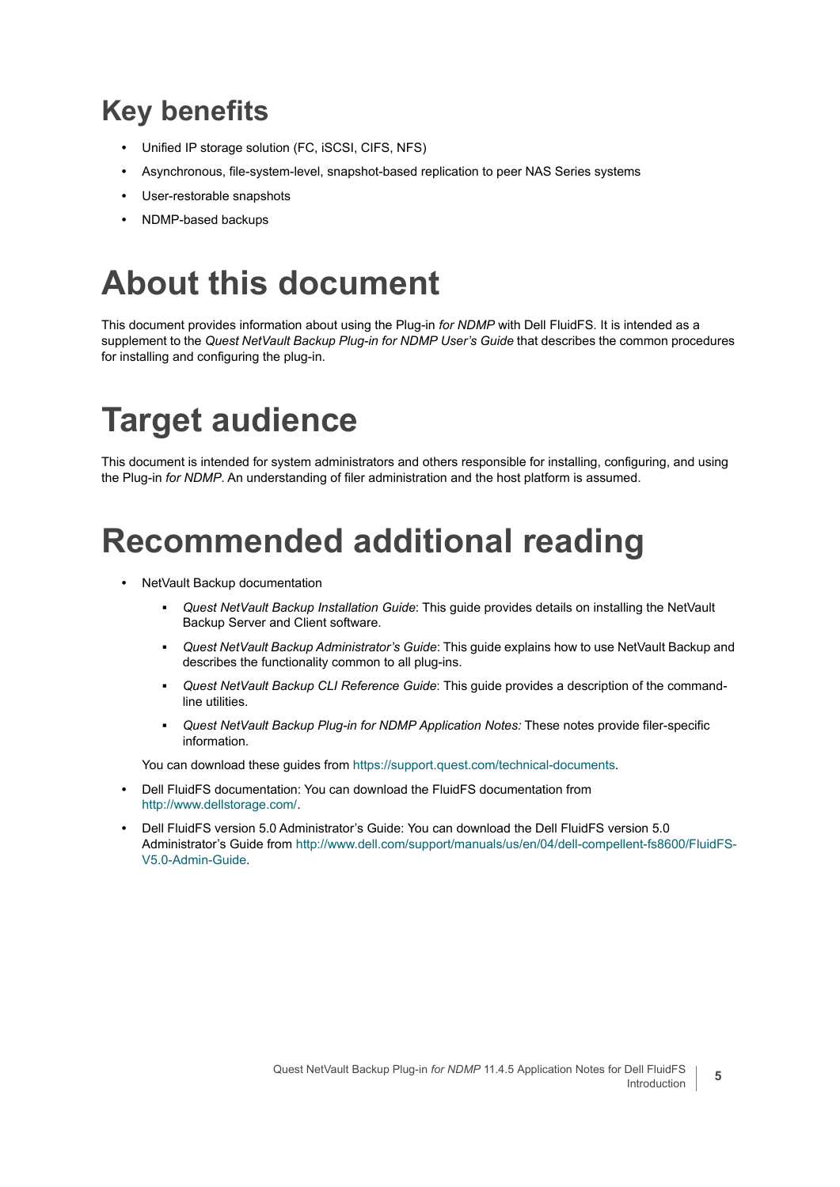## Key benefits

- Unified IP storage solution (FC, iSCSI, CIFS, NFS)
- Asynchronous, file-system-level, snapshot-based replication to peer NAS Series systems
- User-restorable snapshots
- NDMP-based backups

# About this document

This document provides information about using the Plug-in *for NDMP* with Dell FluidFS. It is intended as a supplement to the *Quest NetVault Backup Plug-in for NDMP User's Guide* that describes the common procedures for installing and configuring the plug-in.

# Target audience

This document is intended for system administrators and others responsible for installing, configuring, and using the Plug-in *for NDMP*. An understanding of filer administration and the host platform is assumed.

# Recommended additional reading

- NetVault Backup documentation
  - *Quest NetVault Backup Installation Guide*: This guide provides details on installing the NetVault Backup Server and Client software.
  - *Quest NetVault Backup Administrator's Guide*: This guide explains how to use NetVault Backup and describes the functionality common to all plug-ins.
  - *Quest NetVault Backup CLI Reference Guide*: This guide provides a description of the command-line utilities.
  - *Quest NetVault Backup Plug-in for NDMP Application Notes:* These notes provide filer-specific information.

  You can download these guides from https://support.quest.com/technical-documents.
- Dell FluidFS documentation: You can download the FluidFS documentation from http://www.dellstorage.com/.
- Dell FluidFS version 5.0 Administrator's Guide: You can download the Dell FluidFS version 5.0 Administrator's Guide from http://www.dell.com/support/manuals/us/en/04/dell-compellent-fs8600/FluidFS-V5.0-Admin-Guide.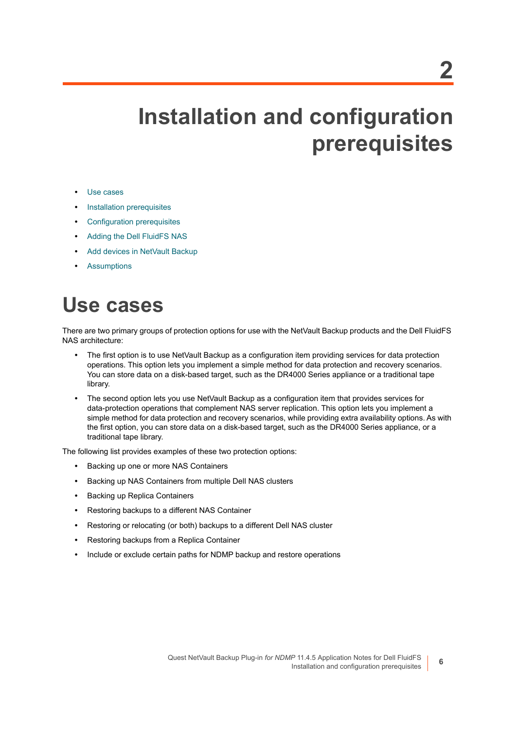# 2 Installation and configuration prerequisites

- Use cases
- Installation prerequisites
- Configuration prerequisites
- Adding the Dell FluidFS NAS
- Add devices in NetVault Backup
- Assumptions

## Use cases

There are two primary groups of protection options for use with the NetVault Backup products and the Dell FluidFS NAS architecture:

- The first option is to use NetVault Backup as a configuration item providing services for data protection operations. This option lets you implement a simple method for data protection and recovery scenarios. You can store data on a disk-based target, such as the DR4000 Series appliance or a traditional tape library.
- The second option lets you use NetVault Backup as a configuration item that provides services for data-protection operations that complement NAS server replication. This option lets you implement a simple method for data protection and recovery scenarios, while providing extra availability options. As with the first option, you can store data on a disk-based target, such as the DR4000 Series appliance, or a traditional tape library.

The following list provides examples of these two protection options:

- Backing up one or more NAS Containers
- Backing up NAS Containers from multiple Dell NAS clusters
- Backing up Replica Containers
- Restoring backups to a different NAS Container
- Restoring or relocating (or both) backups to a different Dell NAS cluster
- Restoring backups from a Replica Container
- Include or exclude certain paths for NDMP backup and restore operations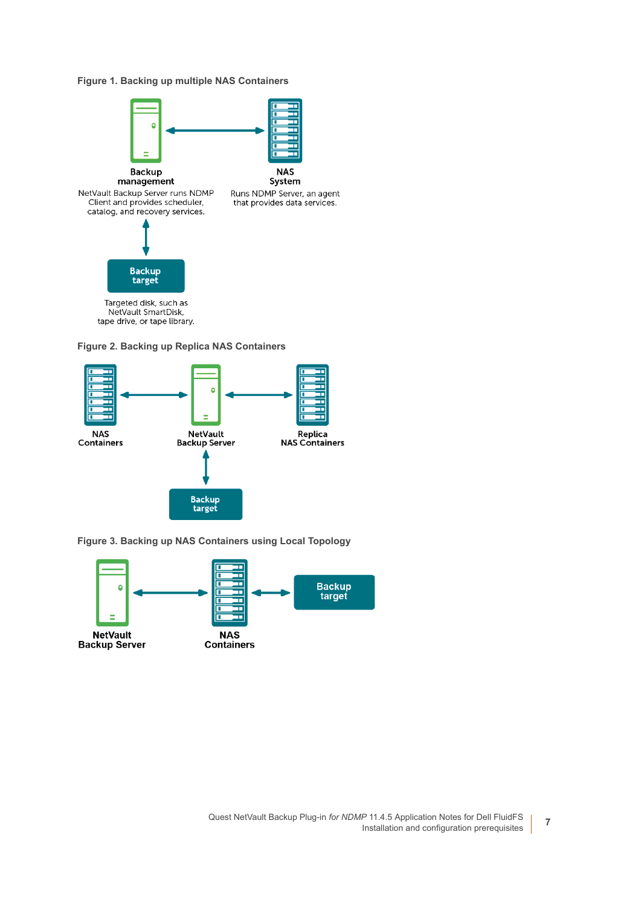**Figure 1. Backing up multiple NAS Containers**

**Backup management**
NetVault Backup Server runs NDMP Client and provides scheduler, catalog, and recovery services.

**NAS System**
Runs NDMP Server, an agent that provides data services.

**Backup target**
Targeted disk, such as NetVault SmartDisk, tape drive, or tape library.

**Figure 2. Backing up Replica NAS Containers**

**NAS Containers**

**NetVault Backup Server**

**Replica NAS Containers**

**Backup target**

**Figure 3. Backing up NAS Containers using Local Topology**

**NetVault Backup Server**

**NAS Containers**

**Backup target**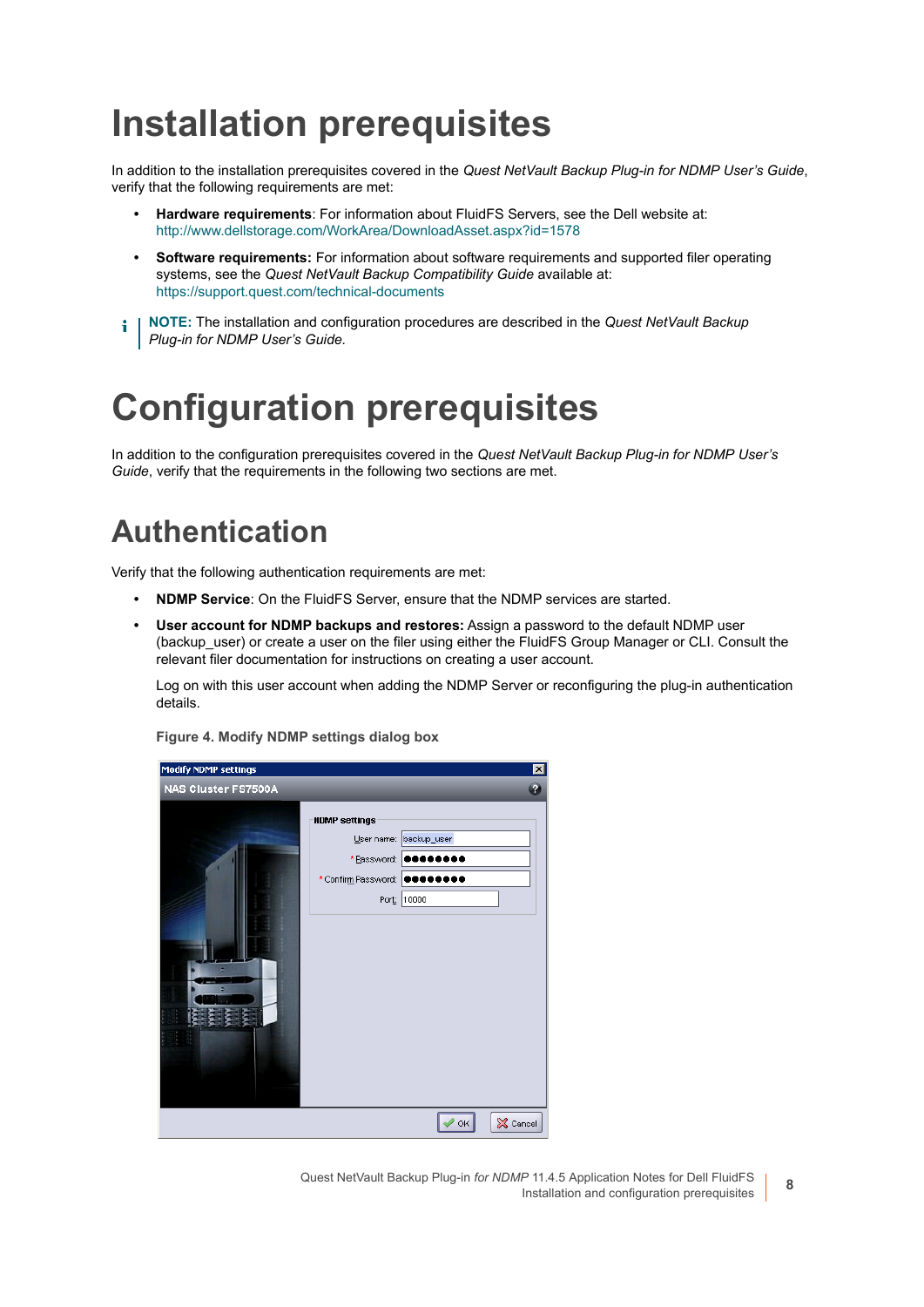# Installation prerequisites

In addition to the installation prerequisites covered in the *Quest NetVault Backup Plug-in for NDMP User's Guide*, verify that the following requirements are met:

- **Hardware requirements**: For information about FluidFS Servers, see the Dell website at: http://www.dellstorage.com/WorkArea/DownloadAsset.aspx?id=1578
- **Software requirements:** For information about software requirements and supported filer operating systems, see the *Quest NetVault Backup Compatibility Guide* available at: https://support.quest.com/technical-documents

**NOTE:** The installation and configuration procedures are described in the *Quest NetVault Backup Plug-in for NDMP User's Guide.*

# Configuration prerequisites

In addition to the configuration prerequisites covered in the *Quest NetVault Backup Plug-in for NDMP User's Guide*, verify that the requirements in the following two sections are met.

## Authentication

Verify that the following authentication requirements are met:

- **NDMP Service**: On the FluidFS Server, ensure that the NDMP services are started.
- **User account for NDMP backups and restores:** Assign a password to the default NDMP user (backup_user) or create a user on the filer using either the FluidFS Group Manager or CLI. Consult the relevant filer documentation for instructions on creating a user account.

  Log on with this user account when adding the NDMP Server or reconfiguring the plug-in authentication details.

**Figure 4. Modify NDMP settings dialog box**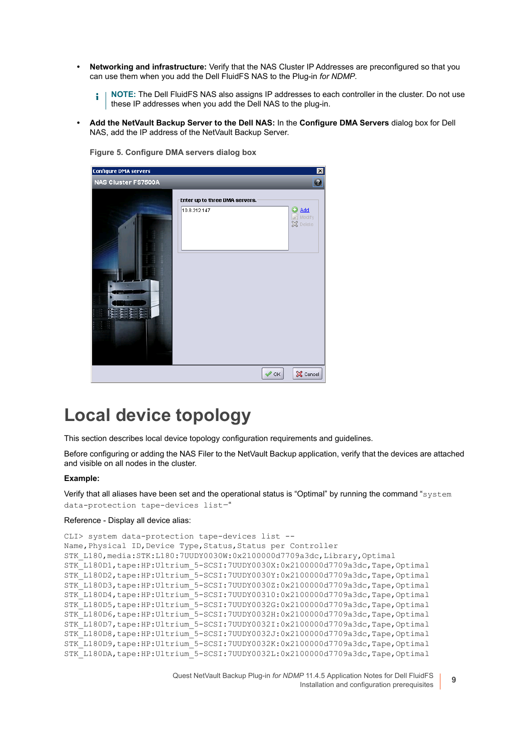- **Networking and infrastructure:** Verify that the NAS Cluster IP Addresses are preconfigured so that you can use them when you add the Dell FluidFS NAS to the Plug-in *for NDMP*.

  **NOTE:** The Dell FluidFS NAS also assigns IP addresses to each controller in the cluster. Do not use these IP addresses when you add the Dell NAS to the plug-in.

- **Add the NetVault Backup Server to the Dell NAS:** In the **Configure DMA Servers** dialog box for Dell NAS, add the IP address of the NetVault Backup Server.

**Figure 5. Configure DMA servers dialog box**

# Local device topology

This section describes local device topology configuration requirements and guidelines.

Before configuring or adding the NAS Filer to the NetVault Backup application, verify that the devices are attached and visible on all nodes in the cluster.

**Example:**

Verify that all aliases have been set and the operational status is "Optimal" by running the command "`system data-protection tape-devices list–`"

Reference - Display all device alias:

```
CLI> system data-protection tape-devices list --
Name,Physical ID,Device Type,Status,Status per Controller
STK_L180,media:STK:L180:7UUDY0030W:0x2100000d7709a3dc,Library,Optimal
STK_L180D1,tape:HP:Ultrium_5-SCSI:7UUDY0030X:0x2100000d7709a3dc,Tape,Optimal
STK_L180D2,tape:HP:Ultrium_5-SCSI:7UUDY0030Y:0x2100000d7709a3dc,Tape,Optimal
STK_L180D3,tape:HP:Ultrium_5-SCSI:7UUDY0030Z:0x2100000d7709a3dc,Tape,Optimal
STK_L180D4,tape:HP:Ultrium_5-SCSI:7UUDY00310:0x2100000d7709a3dc,Tape,Optimal
STK_L180D5,tape:HP:Ultrium_5-SCSI:7UUDY0032G:0x2100000d7709a3dc,Tape,Optimal
STK_L180D6,tape:HP:Ultrium_5-SCSI:7UUDY0032H:0x2100000d7709a3dc,Tape,Optimal
STK_L180D7,tape:HP:Ultrium_5-SCSI:7UUDY0032I:0x2100000d7709a3dc,Tape,Optimal
STK_L180D8,tape:HP:Ultrium_5-SCSI:7UUDY0032J:0x2100000d7709a3dc,Tape,Optimal
STK_L180D9,tape:HP:Ultrium_5-SCSI:7UUDY0032K:0x2100000d7709a3dc,Tape,Optimal
STK_L180DA,tape:HP:Ultrium_5-SCSI:7UUDY0032L:0x2100000d7709a3dc,Tape,Optimal
```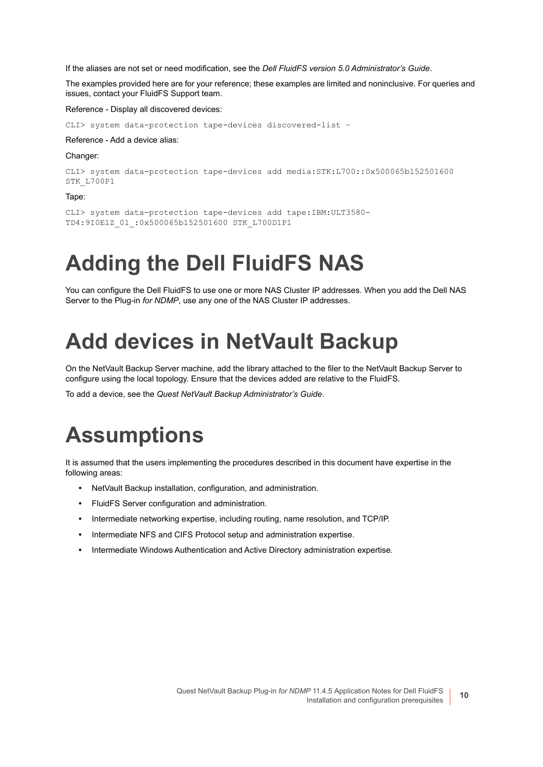If the aliases are not set or need modification, see the *Dell FluidFS version 5.0 Administrator's Guide*.

The examples provided here are for your reference; these examples are limited and noninclusive. For queries and issues, contact your FluidFS Support team.

Reference - Display all discovered devices:

```
CLI> system data-protection tape-devices discovered-list –
```

Reference - Add a device alias:

Changer:

```
CLI> system data-protection tape-devices add media:STK:L700::0x500065b152501600 
STK_L700P1
```

Tape:

```
CLI> system data-protection tape-devices add tape:IBM:ULT3580-
TD4:9I0E1Z_01_:0x500065b152501600 STK_L700D1P1
```

# Adding the Dell FluidFS NAS

You can configure the Dell FluidFS to use one or more NAS Cluster IP addresses. When you add the Dell NAS Server to the Plug-in *for NDMP*, use any one of the NAS Cluster IP addresses.

# Add devices in NetVault Backup

On the NetVault Backup Server machine, add the library attached to the filer to the NetVault Backup Server to configure using the local topology. Ensure that the devices added are relative to the FluidFS.

To add a device, see the *Quest NetVault Backup Administrator's Guide*.

# Assumptions

It is assumed that the users implementing the procedures described in this document have expertise in the following areas:

- NetVault Backup installation, configuration, and administration.
- FluidFS Server configuration and administration.
- Intermediate networking expertise, including routing, name resolution, and TCP/IP.
- Intermediate NFS and CIFS Protocol setup and administration expertise.
- Intermediate Windows Authentication and Active Directory administration expertise.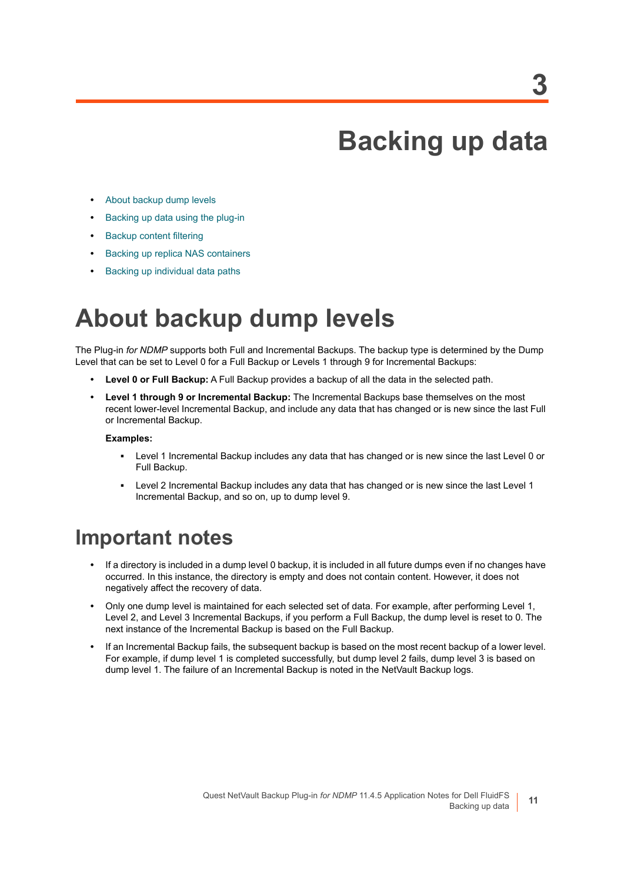# 3

# Backing up data

- About backup dump levels
- Backing up data using the plug-in
- Backup content filtering
- Backing up replica NAS containers
- Backing up individual data paths

# About backup dump levels

The Plug-in *for NDMP* supports both Full and Incremental Backups. The backup type is determined by the Dump Level that can be set to Level 0 for a Full Backup or Levels 1 through 9 for Incremental Backups:

- **Level 0 or Full Backup:** A Full Backup provides a backup of all the data in the selected path.
- **Level 1 through 9 or Incremental Backup:** The Incremental Backups base themselves on the most recent lower-level Incremental Backup, and include any data that has changed or is new since the last Full or Incremental Backup.

  **Examples:**

  - Level 1 Incremental Backup includes any data that has changed or is new since the last Level 0 or Full Backup.
  - Level 2 Incremental Backup includes any data that has changed or is new since the last Level 1 Incremental Backup, and so on, up to dump level 9.

## Important notes

- If a directory is included in a dump level 0 backup, it is included in all future dumps even if no changes have occurred. In this instance, the directory is empty and does not contain content. However, it does not negatively affect the recovery of data.
- Only one dump level is maintained for each selected set of data. For example, after performing Level 1, Level 2, and Level 3 Incremental Backups, if you perform a Full Backup, the dump level is reset to 0. The next instance of the Incremental Backup is based on the Full Backup.
- If an Incremental Backup fails, the subsequent backup is based on the most recent backup of a lower level. For example, if dump level 1 is completed successfully, but dump level 2 fails, dump level 3 is based on dump level 1. The failure of an Incremental Backup is noted in the NetVault Backup logs.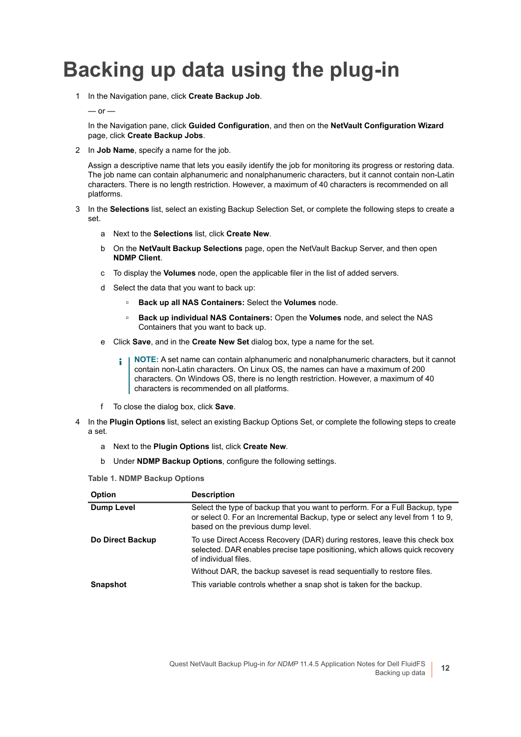# Backing up data using the plug-in

1. In the Navigation pane, click **Create Backup Job**.

   — or —

   In the Navigation pane, click **Guided Configuration**, and then on the **NetVault Configuration Wizard** page, click **Create Backup Jobs**.

2. In **Job Name**, specify a name for the job.

   Assign a descriptive name that lets you easily identify the job for monitoring its progress or restoring data. The job name can contain alphanumeric and nonalphanumeric characters, but it cannot contain non-Latin characters. There is no length restriction. However, a maximum of 40 characters is recommended on all platforms.

3. In the **Selections** list, select an existing Backup Selection Set, or complete the following steps to create a set.

   a. Next to the **Selections** list, click **Create New**.

   b. On the **NetVault Backup Selections** page, open the NetVault Backup Server, and then open **NDMP Client**.

   c. To display the **Volumes** node, open the applicable filer in the list of added servers.

   d. Select the data that you want to back up:

      - **Back up all NAS Containers:** Select the **Volumes** node.
      - **Back up individual NAS Containers:** Open the **Volumes** node, and select the NAS Containers that you want to back up.

   e. Click **Save**, and in the **Create New Set** dialog box, type a name for the set.

      > **NOTE:** A set name can contain alphanumeric and nonalphanumeric characters, but it cannot contain non-Latin characters. On Linux OS, the names can have a maximum of 200 characters. On Windows OS, there is no length restriction. However, a maximum of 40 characters is recommended on all platforms.

   f. To close the dialog box, click **Save**.

4. In the **Plugin Options** list, select an existing Backup Options Set, or complete the following steps to create a set.

   a. Next to the **Plugin Options** list, click **Create New**.

   b. Under **NDMP Backup Options**, configure the following settings.

**Table 1. NDMP Backup Options**

| Option | Description |
|---|---|
| **Dump Level** | Select the type of backup that you want to perform. For a Full Backup, type or select 0. For an Incremental Backup, type or select any level from 1 to 9, based on the previous dump level. |
| **Do Direct Backup** | To use Direct Access Recovery (DAR) during restores, leave this check box selected. DAR enables precise tape positioning, which allows quick recovery of individual files.<br><br>Without DAR, the backup saveset is read sequentially to restore files. |
| **Snapshot** | This variable controls whether a snap shot is taken for the backup. |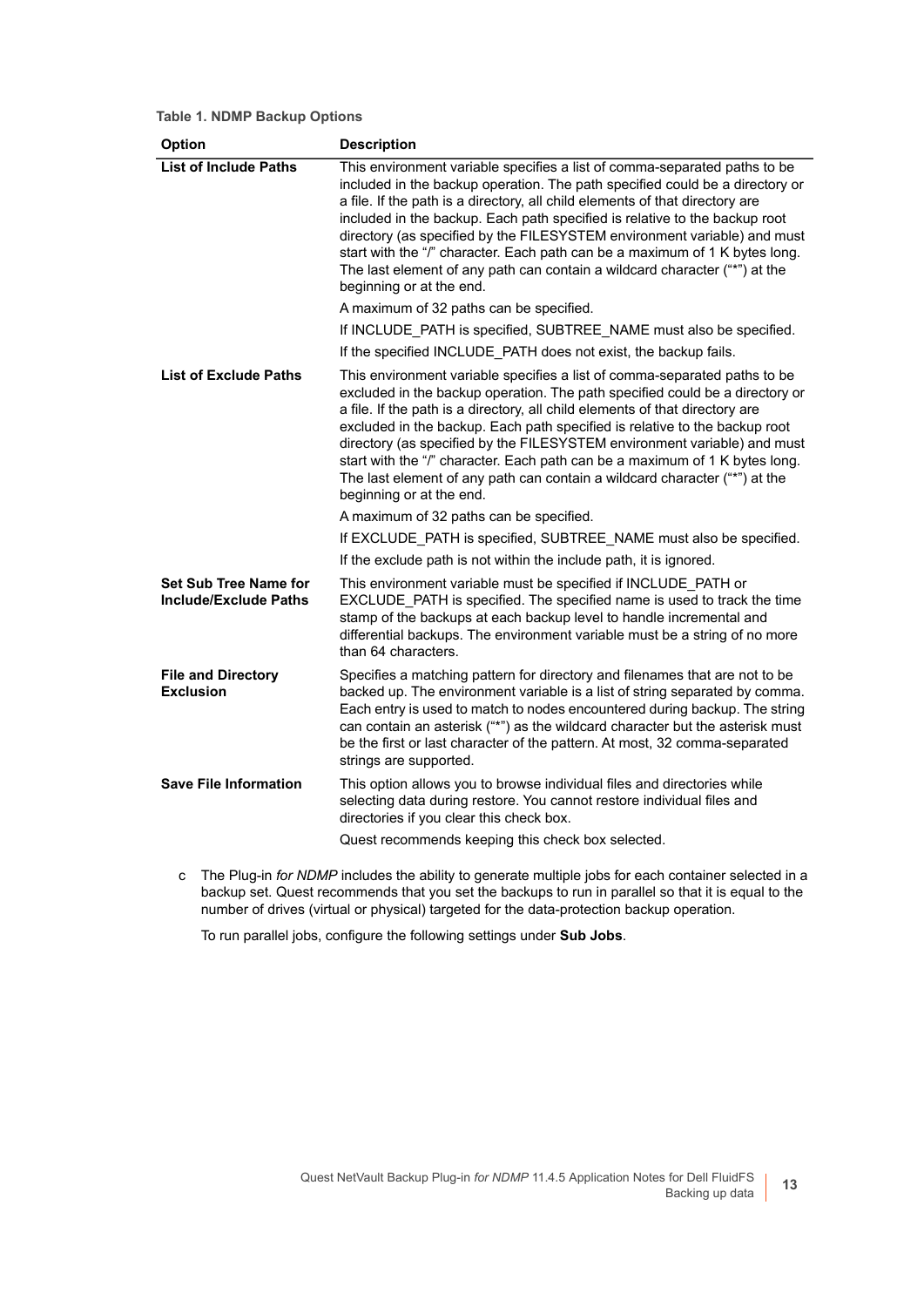**Table 1. NDMP Backup Options**

| Option | Description |
|---|---|
| **List of Include Paths** | This environment variable specifies a list of comma-separated paths to be included in the backup operation. The path specified could be a directory or a file. If the path is a directory, all child elements of that directory are included in the backup. Each path specified is relative to the backup root directory (as specified by the FILESYSTEM environment variable) and must start with the "/" character. Each path can be a maximum of 1 K bytes long. The last element of any path can contain a wildcard character ("*") at the beginning or at the end.<br><br>A maximum of 32 paths can be specified.<br><br>If INCLUDE_PATH is specified, SUBTREE_NAME must also be specified.<br><br>If the specified INCLUDE_PATH does not exist, the backup fails. |
| **List of Exclude Paths** | This environment variable specifies a list of comma-separated paths to be excluded in the backup operation. The path specified could be a directory or a file. If the path is a directory, all child elements of that directory are excluded in the backup. Each path specified is relative to the backup root directory (as specified by the FILESYSTEM environment variable) and must start with the "/" character. Each path can be a maximum of 1 K bytes long. The last element of any path can contain a wildcard character ("*") at the beginning or at the end.<br><br>A maximum of 32 paths can be specified.<br><br>If EXCLUDE_PATH is specified, SUBTREE_NAME must also be specified.<br><br>If the exclude path is not within the include path, it is ignored. |
| **Set Sub Tree Name for Include/Exclude Paths** | This environment variable must be specified if INCLUDE_PATH or EXCLUDE_PATH is specified. The specified name is used to track the time stamp of the backups at each backup level to handle incremental and differential backups. The environment variable must be a string of no more than 64 characters. |
| **File and Directory Exclusion** | Specifies a matching pattern for directory and filenames that are not to be backed up. The environment variable is a list of string separated by comma. Each entry is used to match to nodes encountered during backup. The string can contain an asterisk ("*") as the wildcard character but the asterisk must be the first or last character of the pattern. At most, 32 comma-separated strings are supported. |
| **Save File Information** | This option allows you to browse individual files and directories while selecting data during restore. You cannot restore individual files and directories if you clear this check box.<br><br>Quest recommends keeping this check box selected. |

c The Plug-in *for NDMP* includes the ability to generate multiple jobs for each container selected in a backup set. Quest recommends that you set the backups to run in parallel so that it is equal to the number of drives (virtual or physical) targeted for the data-protection backup operation.

To run parallel jobs, configure the following settings under **Sub Jobs**.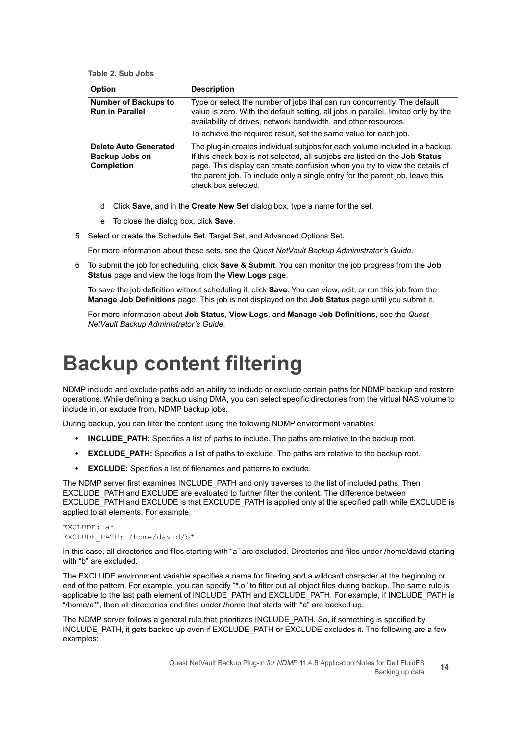**Table 2. Sub Jobs**

| Option | Description |
|---|---|
| **Number of Backups to Run in Parallel** | Type or select the number of jobs that can run concurrently. The default value is zero. With the default setting, all jobs in parallel, limited only by the availability of drives, network bandwidth, and other resources.<br><br>To achieve the required result, set the same value for each job. |
| **Delete Auto Generated Backup Jobs on Completion** | The plug-in creates individual subjobs for each volume included in a backup. If this check box is not selected, all subjobs are listed on the **Job Status** page. This display can create confusion when you try to view the details of the parent job. To include only a single entry for the parent job, leave this check box selected. |

d Click **Save**, and in the **Create New Set** dialog box, type a name for the set.

e To close the dialog box, click **Save**.

5 Select or create the Schedule Set, Target Set, and Advanced Options Set.

For more information about these sets, see the *Quest NetVault Backup Administrator's Guide*.

6 To submit the job for scheduling, click **Save & Submit**. You can monitor the job progress from the **Job Status** page and view the logs from the **View Logs** page.

To save the job definition without scheduling it, click **Save**. You can view, edit, or run this job from the **Manage Job Definitions** page. This job is not displayed on the **Job Status** page until you submit it.

For more information about **Job Status**, **View Logs**, and **Manage Job Definitions**, see the *Quest NetVault Backup Administrator's Guide*.

# Backup content filtering

NDMP include and exclude paths add an ability to include or exclude certain paths for NDMP backup and restore operations. While defining a backup using DMA, you can select specific directories from the virtual NAS volume to include in, or exclude from, NDMP backup jobs.

During backup, you can filter the content using the following NDMP environment variables.

- **INCLUDE_PATH:** Specifies a list of paths to include. The paths are relative to the backup root.
- **EXCLUDE_PATH:** Specifies a list of paths to exclude. The paths are relative to the backup root.
- **EXCLUDE:** Specifies a list of filenames and patterns to exclude.

The NDMP server first examines INCLUDE_PATH and only traverses to the list of included paths. Then EXCLUDE_PATH and EXCLUDE are evaluated to further filter the content. The difference between EXCLUDE_PATH and EXCLUDE is that EXCLUDE_PATH is applied only at the specified path while EXCLUDE is applied to all elements. For example,

```
EXCLUDE: a*
EXCLUDE_PATH: /home/david/b*
```

In this case, all directories and files starting with "a" are excluded. Directories and files under /home/david starting with "b" are excluded.

The EXCLUDE environment variable specifies a name for filtering and a wildcard character at the beginning or end of the pattern. For example, you can specify "*.o" to filter out all object files during backup. The same rule is applicable to the last path element of INCLUDE_PATH and EXCLUDE_PATH. For example, if INCLUDE_PATH is "/home/a*", then all directories and files under /home that starts with "a" are backed up.

The NDMP server follows a general rule that prioritizes INCLUDE_PATH. So, if something is specified by INCLUDE_PATH, it gets backed up even if EXCLUDE_PATH or EXCLUDE excludes it. The following are a few examples: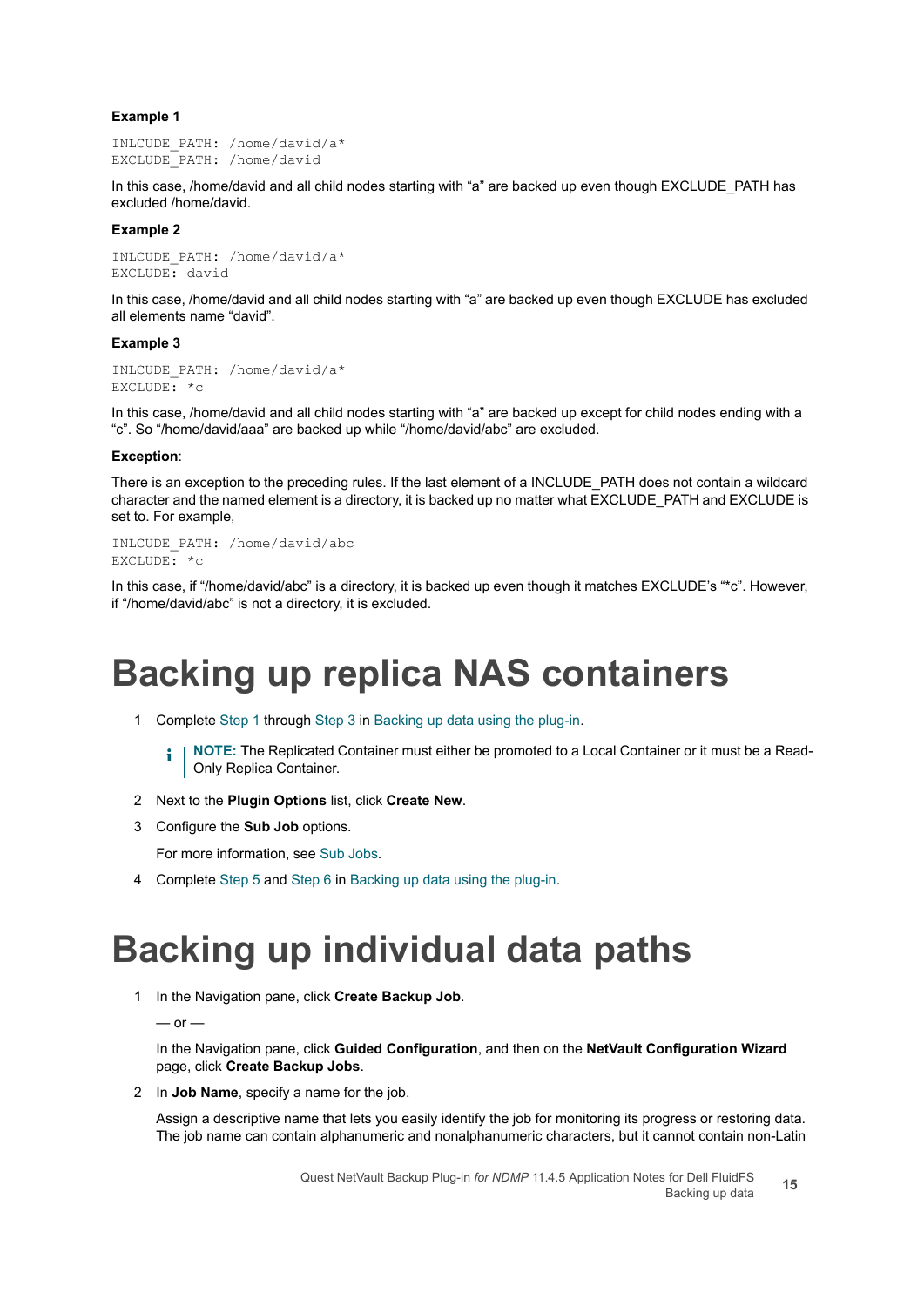**Example 1**

```
INLCUDE_PATH: /home/david/a*
EXCLUDE_PATH: /home/david
```

In this case, /home/david and all child nodes starting with “a” are backed up even though EXCLUDE_PATH has excluded /home/david.

**Example 2**

```
INLCUDE_PATH: /home/david/a*
EXCLUDE: david
```

In this case, /home/david and all child nodes starting with “a” are backed up even though EXCLUDE has excluded all elements name “david”.

**Example 3**

```
INLCUDE_PATH: /home/david/a*
EXCLUDE: *c
```

In this case, /home/david and all child nodes starting with “a” are backed up except for child nodes ending with a “c”. So “/home/david/aaa” are backed up while “/home/david/abc” are excluded.

**Exception**:

There is an exception to the preceding rules. If the last element of a INCLUDE_PATH does not contain a wildcard character and the named element is a directory, it is backed up no matter what EXCLUDE_PATH and EXCLUDE is set to. For example,

```
INLCUDE_PATH: /home/david/abc
EXCLUDE: *c
```

In this case, if “/home/david/abc” is a directory, it is backed up even though it matches EXCLUDE’s “*c”. However, if “/home/david/abc” is not a directory, it is excluded.

# Backing up replica NAS containers

1. Complete Step 1 through Step 3 in Backing up data using the plug-in.

   **NOTE:** The Replicated Container must either be promoted to a Local Container or it must be a Read-Only Replica Container.

2. Next to the **Plugin Options** list, click **Create New**.
3. Configure the **Sub Job** options.

   For more information, see Sub Jobs.

4. Complete Step 5 and Step 6 in Backing up data using the plug-in.

# Backing up individual data paths

1. In the Navigation pane, click **Create Backup Job**.

   — or —

   In the Navigation pane, click **Guided Configuration**, and then on the **NetVault Configuration Wizard** page, click **Create Backup Jobs**.

2. In **Job Name**, specify a name for the job.

   Assign a descriptive name that lets you easily identify the job for monitoring its progress or restoring data. The job name can contain alphanumeric and nonalphanumeric characters, but it cannot contain non-Latin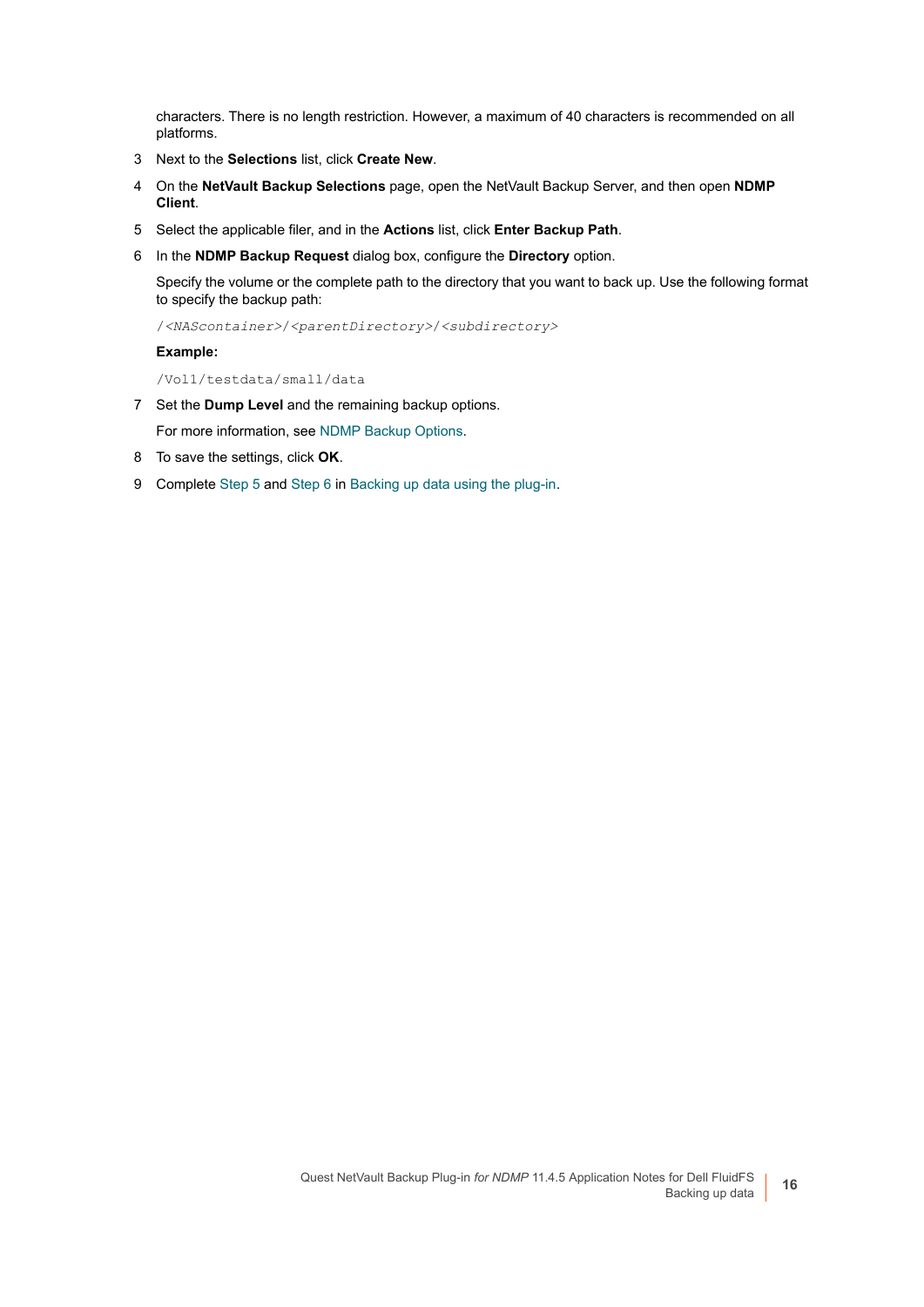characters. There is no length restriction. However, a maximum of 40 characters is recommended on all platforms.

3. Next to the **Selections** list, click **Create New**.
4. On the **NetVault Backup Selections** page, open the NetVault Backup Server, and then open **NDMP Client**.
5. Select the applicable filer, and in the **Actions** list, click **Enter Backup Path**.
6. In the **NDMP Backup Request** dialog box, configure the **Directory** option.

   Specify the volume or the complete path to the directory that you want to back up. Use the following format to specify the backup path:

   ```
   /<NAScontainer>/<parentDirectory>/<subdirectory>
   ```

   **Example:**

   ```
   /Vol1/testdata/small/data
   ```

7. Set the **Dump Level** and the remaining backup options.

   For more information, see NDMP Backup Options.

8. To save the settings, click **OK**.
9. Complete Step 5 and Step 6 in Backing up data using the plug-in.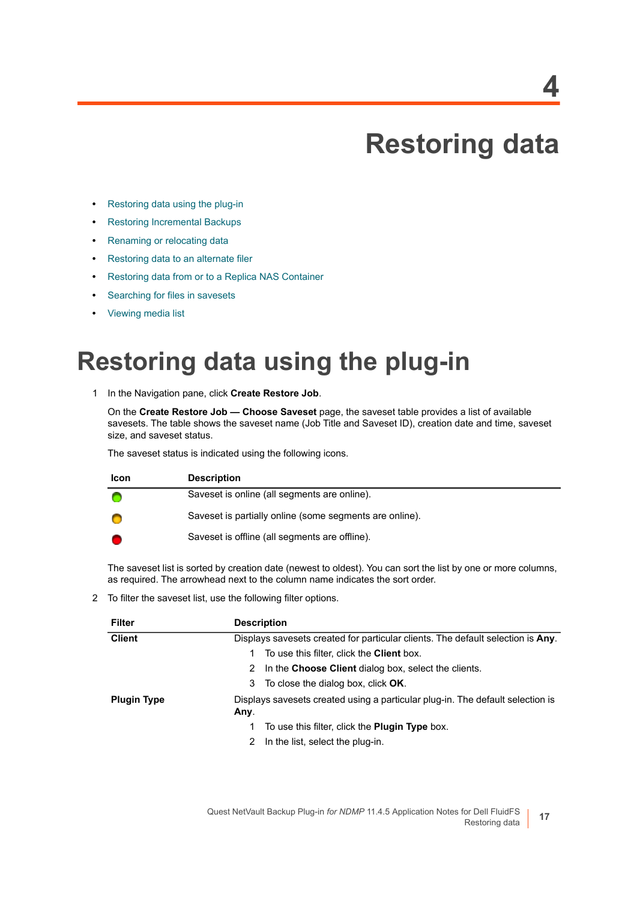# 4

# Restoring data

- Restoring data using the plug-in
- Restoring Incremental Backups
- Renaming or relocating data
- Restoring data to an alternate filer
- Restoring data from or to a Replica NAS Container
- Searching for files in savesets
- Viewing media list

# Restoring data using the plug-in

1 In the Navigation pane, click **Create Restore Job**.

On the **Create Restore Job — Choose Saveset** page, the saveset table provides a list of available savesets. The table shows the saveset name (Job Title and Saveset ID), creation date and time, saveset size, and saveset status.

The saveset status is indicated using the following icons.

| Icon | Description |
|---|---|
| (green) | Saveset is online (all segments are online). |
| (yellow) | Saveset is partially online (some segments are online). |
| (red) | Saveset is offline (all segments are offline). |

The saveset list is sorted by creation date (newest to oldest). You can sort the list by one or more columns, as required. The arrowhead next to the column name indicates the sort order.

2 To filter the saveset list, use the following filter options.

| Filter | Description |
|---|---|
| **Client** | Displays savesets created for particular clients. The default selection is **Any**.<br>1 To use this filter, click the **Client** box.<br>2 In the **Choose Client** dialog box, select the clients.<br>3 To close the dialog box, click **OK**. |
| **Plugin Type** | Displays savesets created using a particular plug-in. The default selection is **Any**.<br>1 To use this filter, click the **Plugin Type** box.<br>2 In the list, select the plug-in. |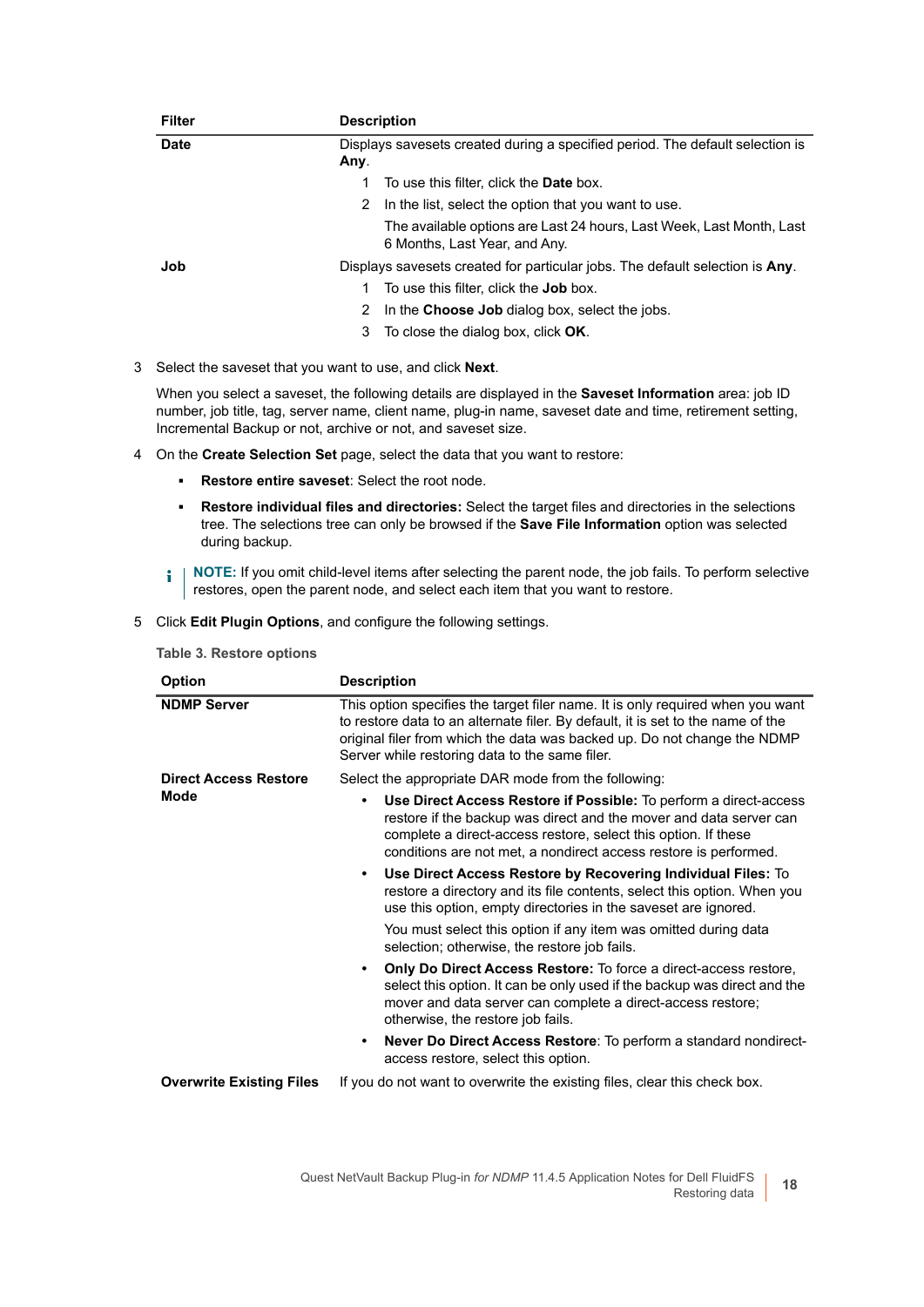| Filter | Description |
|---|---|
| **Date** | Displays savesets created during a specified period. The default selection is **Any**.<br>1 To use this filter, click the **Date** box.<br>2 In the list, select the option that you want to use.<br>The available options are Last 24 hours, Last Week, Last Month, Last 6 Months, Last Year, and Any. |
| **Job** | Displays savesets created for particular jobs. The default selection is **Any**.<br>1 To use this filter, click the **Job** box.<br>2 In the **Choose Job** dialog box, select the jobs.<br>3 To close the dialog box, click **OK**. |

3 Select the saveset that you want to use, and click **Next**.

When you select a saveset, the following details are displayed in the **Saveset Information** area: job ID number, job title, tag, server name, client name, plug-in name, saveset date and time, retirement setting, Incremental Backup or not, archive or not, and saveset size.

4 On the **Create Selection Set** page, select the data that you want to restore:

- **Restore entire saveset**: Select the root node.
- **Restore individual files and directories:** Select the target files and directories in the selections tree. The selections tree can only be browsed if the **Save File Information** option was selected during backup.

**NOTE:** If you omit child-level items after selecting the parent node, the job fails. To perform selective restores, open the parent node, and select each item that you want to restore.

5 Click **Edit Plugin Options**, and configure the following settings.

**Table 3. Restore options**

| Option | Description |
|---|---|
| **NDMP Server** | This option specifies the target filer name. It is only required when you want to restore data to an alternate filer. By default, it is set to the name of the original filer from which the data was backed up. Do not change the NDMP Server while restoring data to the same filer. |
| **Direct Access Restore Mode** | Select the appropriate DAR mode from the following:<br>• **Use Direct Access Restore if Possible:** To perform a direct-access restore if the backup was direct and the mover and data server can complete a direct-access restore, select this option. If these conditions are not met, a nondirect access restore is performed.<br>• **Use Direct Access Restore by Recovering Individual Files:** To restore a directory and its file contents, select this option. When you use this option, empty directories in the saveset are ignored.<br>You must select this option if any item was omitted during data selection; otherwise, the restore job fails.<br>• **Only Do Direct Access Restore:** To force a direct-access restore, select this option. It can be only used if the backup was direct and the mover and data server can complete a direct-access restore; otherwise, the restore job fails.<br>• **Never Do Direct Access Restore**: To perform a standard nondirect-access restore, select this option. |
| **Overwrite Existing Files** | If you do not want to overwrite the existing files, clear this check box. |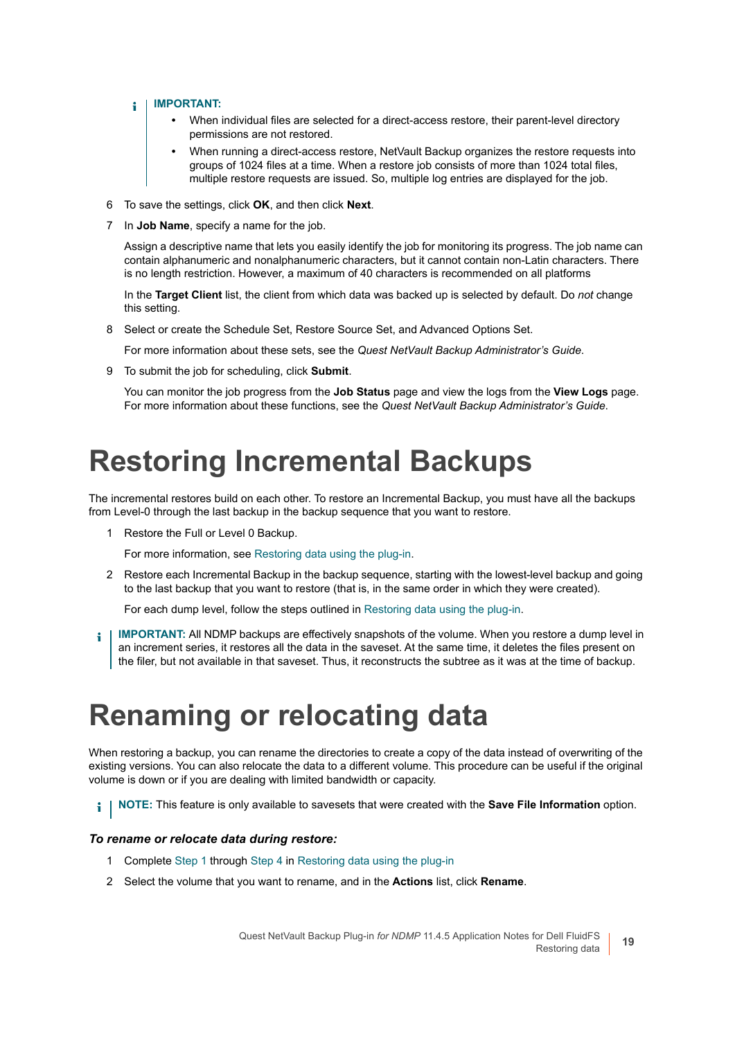> **IMPORTANT:**
> - When individual files are selected for a direct-access restore, their parent-level directory permissions are not restored.
> - When running a direct-access restore, NetVault Backup organizes the restore requests into groups of 1024 files at a time. When a restore job consists of more than 1024 total files, multiple restore requests are issued. So, multiple log entries are displayed for the job.

6. To save the settings, click **OK**, and then click **Next**.
7. In **Job Name**, specify a name for the job.

   Assign a descriptive name that lets you easily identify the job for monitoring its progress. The job name can contain alphanumeric and nonalphanumeric characters, but it cannot contain non-Latin characters. There is no length restriction. However, a maximum of 40 characters is recommended on all platforms

   In the **Target Client** list, the client from which data was backed up is selected by default. Do *not* change this setting.
8. Select or create the Schedule Set, Restore Source Set, and Advanced Options Set.

   For more information about these sets, see the *Quest NetVault Backup Administrator's Guide*.
9. To submit the job for scheduling, click **Submit**.

   You can monitor the job progress from the **Job Status** page and view the logs from the **View Logs** page. For more information about these functions, see the *Quest NetVault Backup Administrator's Guide*.

# Restoring Incremental Backups

The incremental restores build on each other. To restore an Incremental Backup, you must have all the backups from Level-0 through the last backup in the backup sequence that you want to restore.

1. Restore the Full or Level 0 Backup.

   For more information, see Restoring data using the plug-in.
2. Restore each Incremental Backup in the backup sequence, starting with the lowest-level backup and going to the last backup that you want to restore (that is, in the same order in which they were created).

   For each dump level, follow the steps outlined in Restoring data using the plug-in.

> **IMPORTANT:** All NDMP backups are effectively snapshots of the volume. When you restore a dump level in an increment series, it restores all the data in the saveset. At the same time, it deletes the files present on the filer, but not available in that saveset. Thus, it reconstructs the subtree as it was at the time of backup.

# Renaming or relocating data

When restoring a backup, you can rename the directories to create a copy of the data instead of overwriting of the existing versions. You can also relocate the data to a different volume. This procedure can be useful if the original volume is down or if you are dealing with limited bandwidth or capacity.

> **NOTE:** This feature is only available to savesets that were created with the **Save File Information** option.

***To rename or relocate data during restore:***

1. Complete Step 1 through Step 4 in Restoring data using the plug-in
2. Select the volume that you want to rename, and in the **Actions** list, click **Rename**.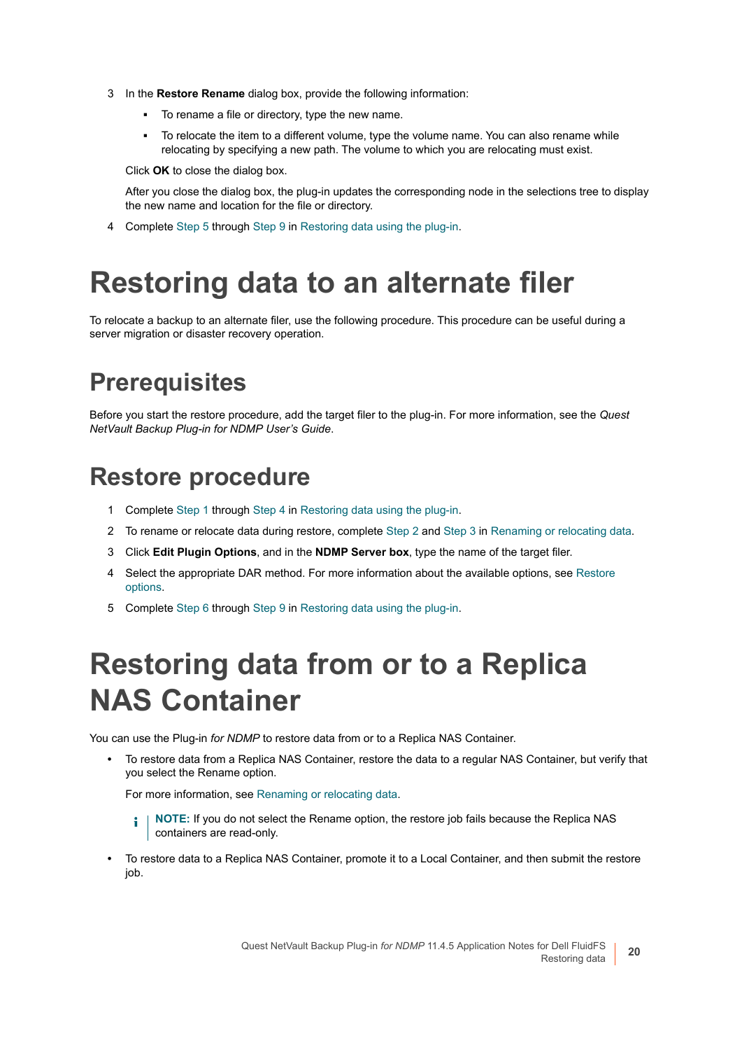3 In the **Restore Rename** dialog box, provide the following information:

   - To rename a file or directory, type the new name.
   - To relocate the item to a different volume, type the volume name. You can also rename while relocating by specifying a new path. The volume to which you are relocating must exist.

   Click **OK** to close the dialog box.

   After you close the dialog box, the plug-in updates the corresponding node in the selections tree to display the new name and location for the file or directory.

4 Complete Step 5 through Step 9 in Restoring data using the plug-in.

# Restoring data to an alternate filer

To relocate a backup to an alternate filer, use the following procedure. This procedure can be useful during a server migration or disaster recovery operation.

## Prerequisites

Before you start the restore procedure, add the target filer to the plug-in. For more information, see the *Quest NetVault Backup Plug-in for NDMP User's Guide*.

## Restore procedure

1 Complete Step 1 through Step 4 in Restoring data using the plug-in.

2 To rename or relocate data during restore, complete Step 2 and Step 3 in Renaming or relocating data.

3 Click **Edit Plugin Options**, and in the **NDMP Server box**, type the name of the target filer.

4 Select the appropriate DAR method. For more information about the available options, see Restore options.

5 Complete Step 6 through Step 9 in Restoring data using the plug-in.

# Restoring data from or to a Replica NAS Container

You can use the Plug-in *for NDMP* to restore data from or to a Replica NAS Container.

- To restore data from a Replica NAS Container, restore the data to a regular NAS Container, but verify that you select the Rename option.

  For more information, see Renaming or relocating data.

  **NOTE:** If you do not select the Rename option, the restore job fails because the Replica NAS containers are read-only.

- To restore data to a Replica NAS Container, promote it to a Local Container, and then submit the restore job.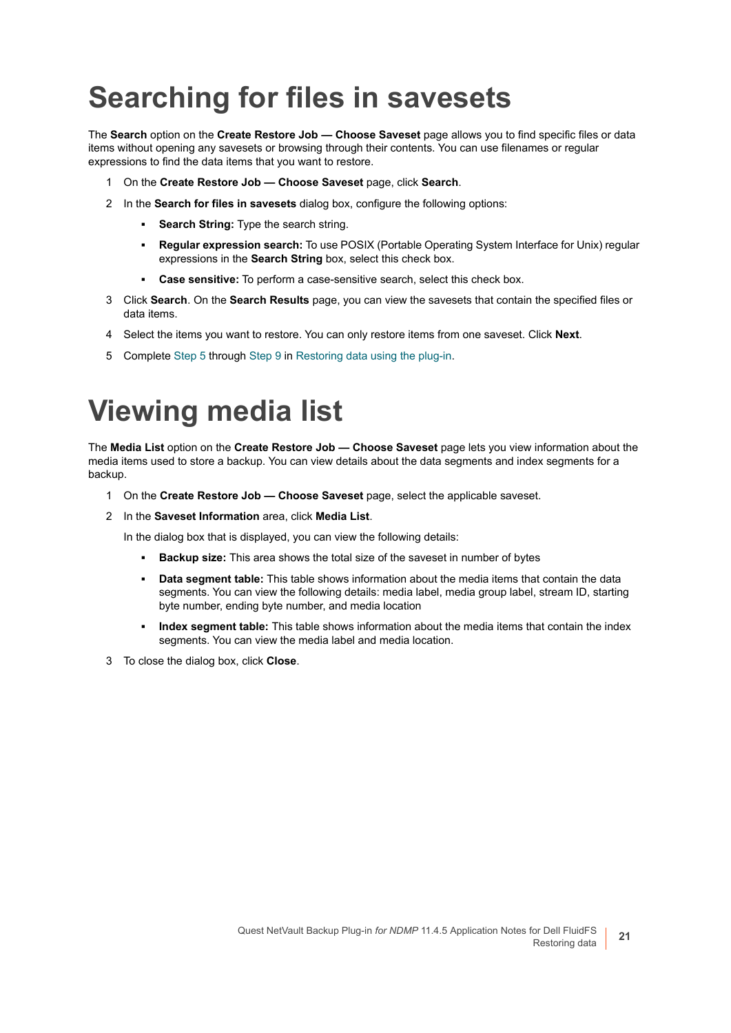# Searching for files in savesets

The **Search** option on the **Create Restore Job — Choose Saveset** page allows you to find specific files or data items without opening any savesets or browsing through their contents. You can use filenames or regular expressions to find the data items that you want to restore.

1. On the **Create Restore Job — Choose Saveset** page, click **Search**.
2. In the **Search for files in savesets** dialog box, configure the following options:
   - **Search String:** Type the search string.
   - **Regular expression search:** To use POSIX (Portable Operating System Interface for Unix) regular expressions in the **Search String** box, select this check box.
   - **Case sensitive:** To perform a case-sensitive search, select this check box.
3. Click **Search**. On the **Search Results** page, you can view the savesets that contain the specified files or data items.
4. Select the items you want to restore. You can only restore items from one saveset. Click **Next**.
5. Complete Step 5 through Step 9 in Restoring data using the plug-in.

# Viewing media list

The **Media List** option on the **Create Restore Job — Choose Saveset** page lets you view information about the media items used to store a backup. You can view details about the data segments and index segments for a backup.

1. On the **Create Restore Job — Choose Saveset** page, select the applicable saveset.
2. In the **Saveset Information** area, click **Media List**.

   In the dialog box that is displayed, you can view the following details:
   - **Backup size:** This area shows the total size of the saveset in number of bytes
   - **Data segment table:** This table shows information about the media items that contain the data segments. You can view the following details: media label, media group label, stream ID, starting byte number, ending byte number, and media location
   - **Index segment table:** This table shows information about the media items that contain the index segments. You can view the media label and media location.
3. To close the dialog box, click **Close**.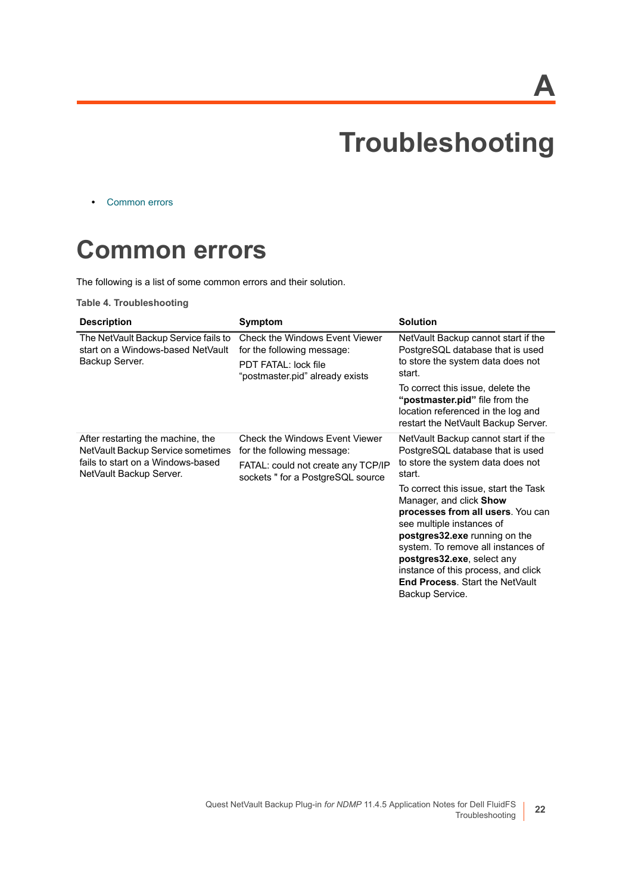A

# Troubleshooting

- Common errors

## Common errors

The following is a list of some common errors and their solution.

**Table 4. Troubleshooting**

| Description | Symptom | Solution |
|---|---|---|
| The NetVault Backup Service fails to start on a Windows-based NetVault Backup Server. | Check the Windows Event Viewer for the following message:<br>PDT FATAL: lock file “postmaster.pid” already exists | NetVault Backup cannot start if the PostgreSQL database that is used to store the system data does not start.<br>To correct this issue, delete the **“postmaster.pid”** file from the location referenced in the log and restart the NetVault Backup Server. |
| After restarting the machine, the NetVault Backup Service sometimes fails to start on a Windows-based NetVault Backup Server. | Check the Windows Event Viewer for the following message:<br>FATAL: could not create any TCP/IP sockets " for a PostgreSQL source | NetVault Backup cannot start if the PostgreSQL database that is used to store the system data does not start.<br>To correct this issue, start the Task Manager, and click **Show processes from all users**. You can see multiple instances of **postgres32.exe** running on the system. To remove all instances of **postgres32.exe**, select any instance of this process, and click **End Process**. Start the NetVault Backup Service. |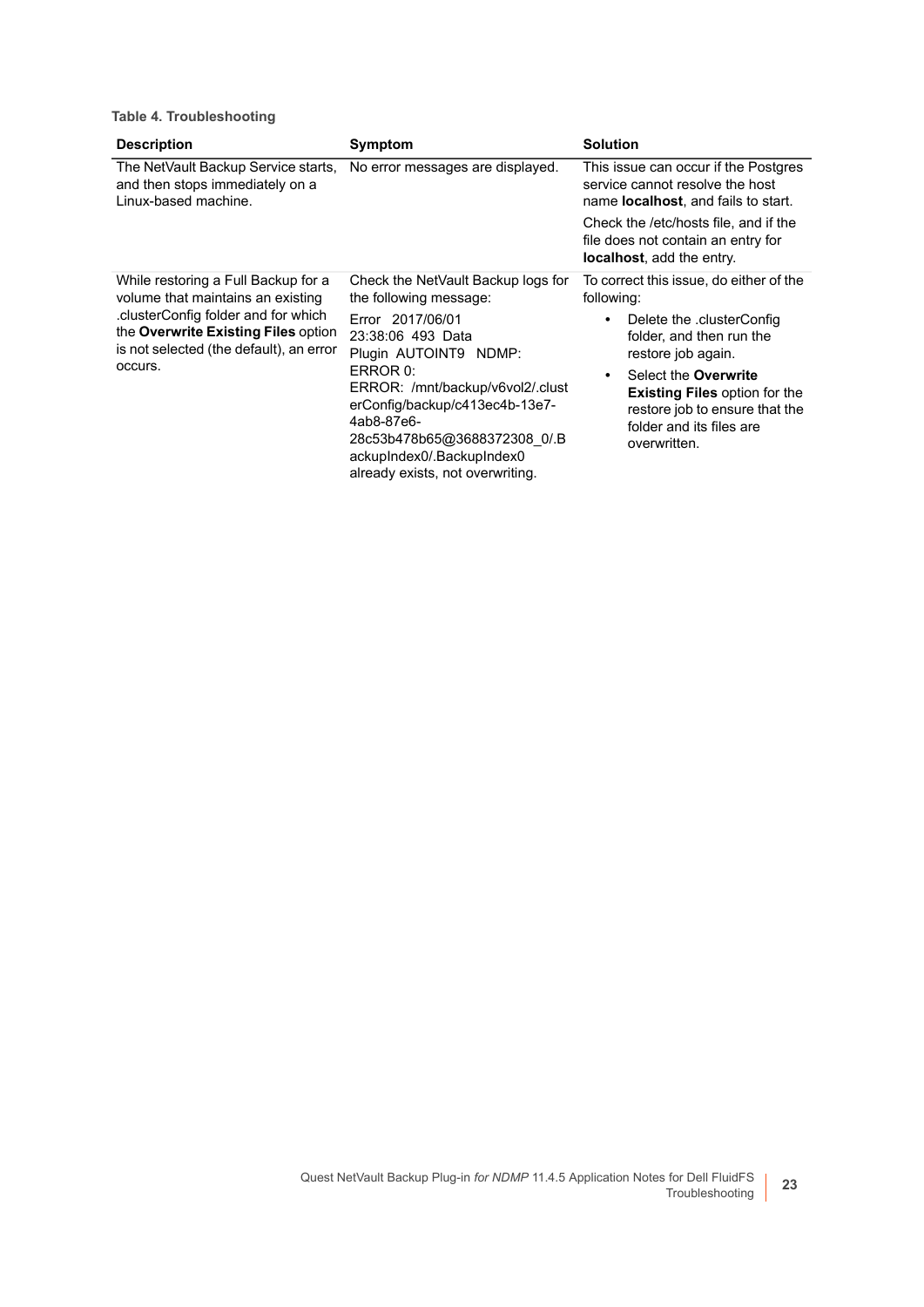**Table 4. Troubleshooting**

| Description | Symptom | Solution |
|---|---|---|
| The NetVault Backup Service starts, and then stops immediately on a Linux-based machine. | No error messages are displayed. | This issue can occur if the Postgres service cannot resolve the host name **localhost**, and fails to start.<br><br>Check the /etc/hosts file, and if the file does not contain an entry for **localhost**, add the entry. |
| While restoring a Full Backup for a volume that maintains an existing .clusterConfig folder and for which the **Overwrite Existing Files** option is not selected (the default), an error occurs. | Check the NetVault Backup logs for the following message:<br><br>Error 2017/06/01 23:38:06 493 Data Plugin AUTOINT9 NDMP: ERROR 0: ERROR: /mnt/backup/v6vol2/.clusterConfig/backup/c413ec4b-13e7-4ab8-87e6-28c53b478b65@3688372308_0/.BackupIndex0/.BackupIndex0 already exists, not overwriting. | To correct this issue, do either of the following:<br><br>• Delete the .clusterConfig folder, and then run the restore job again.<br>• Select the **Overwrite Existing Files** option for the restore job to ensure that the folder and its files are overwritten. |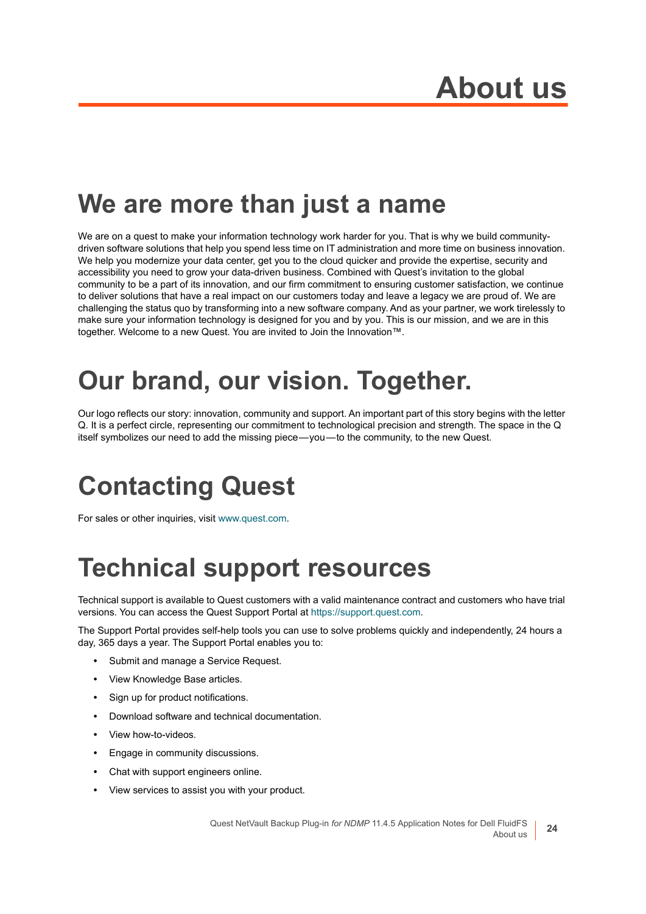# About us

## We are more than just a name

We are on a quest to make your information technology work harder for you. That is why we build community-driven software solutions that help you spend less time on IT administration and more time on business innovation. We help you modernize your data center, get you to the cloud quicker and provide the expertise, security and accessibility you need to grow your data-driven business. Combined with Quest's invitation to the global community to be a part of its innovation, and our firm commitment to ensuring customer satisfaction, we continue to deliver solutions that have a real impact on our customers today and leave a legacy we are proud of. We are challenging the status quo by transforming into a new software company. And as your partner, we work tirelessly to make sure your information technology is designed for you and by you. This is our mission, and we are in this together. Welcome to a new Quest. You are invited to Join the Innovation™.

## Our brand, our vision. Together.

Our logo reflects our story: innovation, community and support. An important part of this story begins with the letter Q. It is a perfect circle, representing our commitment to technological precision and strength. The space in the Q itself symbolizes our need to add the missing piece—you—to the community, to the new Quest.

## Contacting Quest

For sales or other inquiries, visit www.quest.com.

## Technical support resources

Technical support is available to Quest customers with a valid maintenance contract and customers who have trial versions. You can access the Quest Support Portal at https://support.quest.com.

The Support Portal provides self-help tools you can use to solve problems quickly and independently, 24 hours a day, 365 days a year. The Support Portal enables you to:

- Submit and manage a Service Request.
- View Knowledge Base articles.
- Sign up for product notifications.
- Download software and technical documentation.
- View how-to-videos.
- Engage in community discussions.
- Chat with support engineers online.
- View services to assist you with your product.